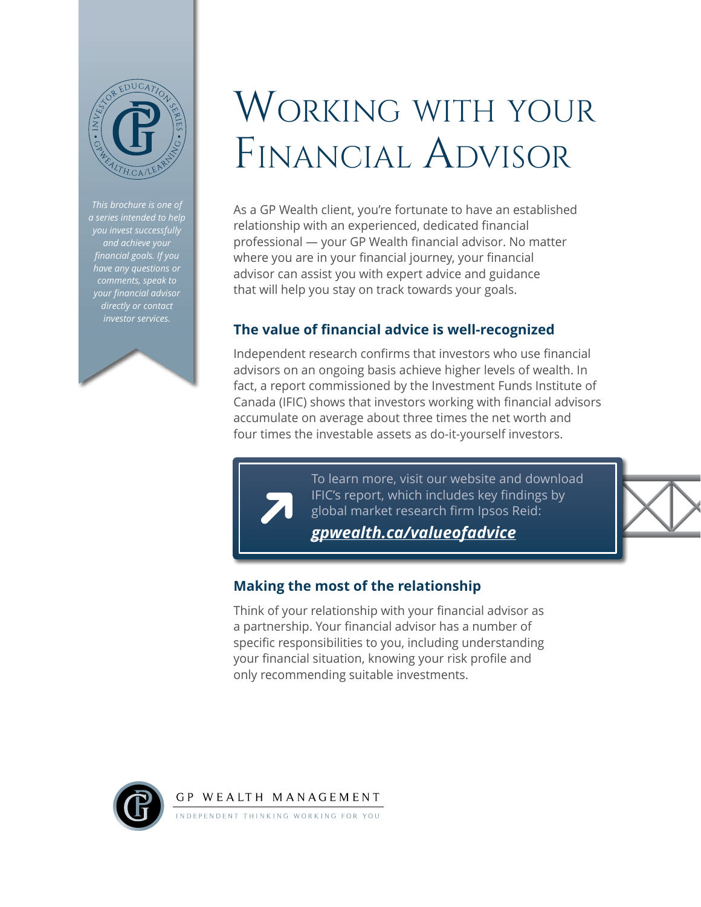*This brochure is one of a series intended to help you invest successfully and achieve your financial goals. If you have any questions or comments, speak to your financial advisor directly or contact investor services.*

# Working with your Financial Advisor

As a GP Wealth client, you're fortunate to have an established relationship with an experienced, dedicated financial professional — your GP Wealth financial advisor. No matter where you are in your financial journey, your financial advisor can assist you with expert advice and guidance that will help you stay on track towards your goals.

## The value of financial advice is well-recognized

Independent research confirms that investors who use financial advisors on an ongoing basis achieve higher levels of wealth. In fact, a report commissioned by the Investment Funds Institute of Canada (IFIC) shows that investors working with financial advisors accumulate on average about three times the net worth and four times the investable assets as do-it-yourself investors.

> To learn more, visit our website and download IFIC's report, which includes key findings by global market research firm Ipsos Reid:
>
> ***gpwealth.ca/valueofadvice***

## Making the most of the relationship

Think of your relationship with your financial advisor as a partnership. Your financial advisor has a number of specific responsibilities to you, including understanding your financial situation, knowing your risk profile and only recommending suitable investments.

GP WEALTH MANAGEMENT

INDEPENDENT THINKING WORKING FOR YOU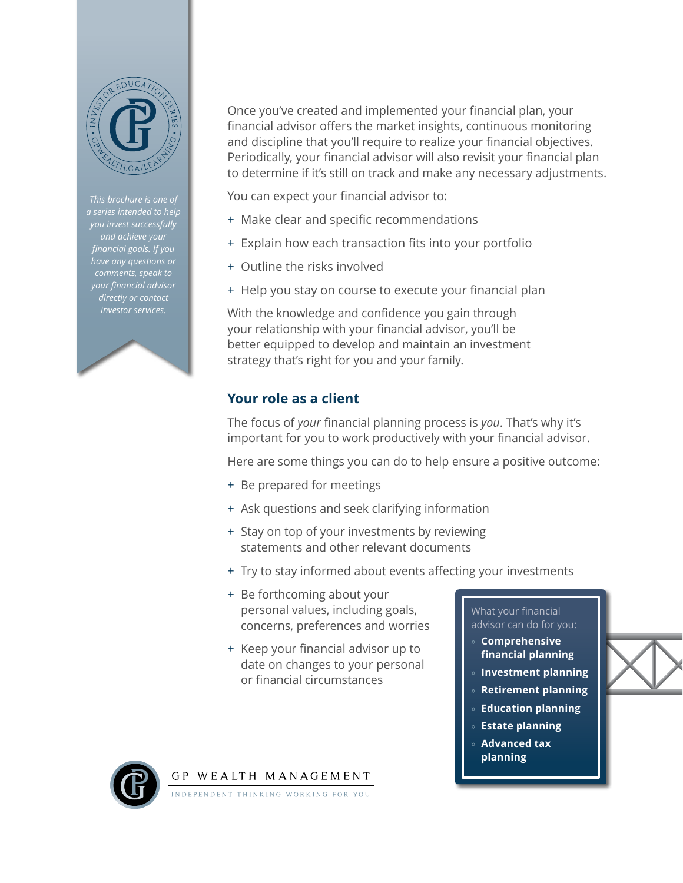*This brochure is one of a series intended to help you invest successfully and achieve your financial goals. If you have any questions or comments, speak to your financial advisor directly or contact investor services.*

Once you've created and implemented your financial plan, your financial advisor offers the market insights, continuous monitoring and discipline that you'll require to realize your financial objectives. Periodically, your financial advisor will also revisit your financial plan to determine if it's still on track and make any necessary adjustments.

You can expect your financial advisor to:

+ Make clear and specific recommendations
+ Explain how each transaction fits into your portfolio
+ Outline the risks involved
+ Help you stay on course to execute your financial plan

With the knowledge and confidence you gain through your relationship with your financial advisor, you'll be better equipped to develop and maintain an investment strategy that's right for you and your family.

## Your role as a client

The focus of *your* financial planning process is *you*. That's why it's important for you to work productively with your financial advisor.

Here are some things you can do to help ensure a positive outcome:

+ Be prepared for meetings
+ Ask questions and seek clarifying information
+ Stay on top of your investments by reviewing statements and other relevant documents
+ Try to stay informed about events affecting your investments
+ Be forthcoming about your personal values, including goals, concerns, preferences and worries
+ Keep your financial advisor up to date on changes to your personal or financial circumstances

What your financial advisor can do for you:

- **Comprehensive financial planning**
- **Investment planning**
- **Retirement planning**
- **Education planning**
- **Estate planning**
- **Advanced tax planning**

GP WEALTH MANAGEMENT

INDEPENDENT THINKING WORKING FOR YOU